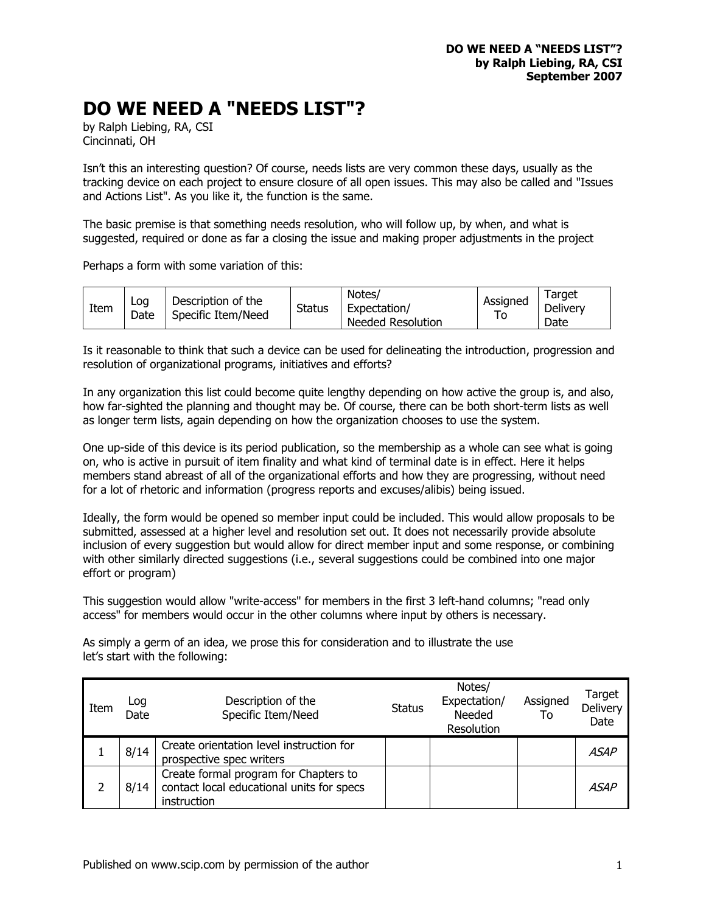# DO WE NEED A "NEEDS LIST"?

by Ralph Liebing, RA, CSI
Cincinnati, OH

Isn't this an interesting question? Of course, needs lists are very common these days, usually as the tracking device on each project to ensure closure of all open issues. This may also be called and "Issues and Actions List". As you like it, the function is the same.

The basic premise is that something needs resolution, who will follow up, by when, and what is suggested, required or done as far a closing the issue and making proper adjustments in the project

Perhaps a form with some variation of this:

| Item | Log Date | Description of the Specific Item/Need | Status | Notes/ Expectation/ Needed Resolution | Assigned To | Target Delivery Date |
|---|---|---|---|---|---|---|

Is it reasonable to think that such a device can be used for delineating the introduction, progression and resolution of organizational programs, initiatives and efforts?

In any organization this list could become quite lengthy depending on how active the group is, and also, how far-sighted the planning and thought may be. Of course, there can be both short-term lists as well as longer term lists, again depending on how the organization chooses to use the system.

One up-side of this device is its period publication, so the membership as a whole can see what is going on, who is active in pursuit of item finality and what kind of terminal date is in effect. Here it helps members stand abreast of all of the organizational efforts and how they are progressing, without need for a lot of rhetoric and information (progress reports and excuses/alibis) being issued.

Ideally, the form would be opened so member input could be included. This would allow proposals to be submitted, assessed at a higher level and resolution set out. It does not necessarily provide absolute inclusion of every suggestion but would allow for direct member input and some response, or combining with other similarly directed suggestions (i.e., several suggestions could be combined into one major effort or program)

This suggestion would allow "write-access" for members in the first 3 left-hand columns; "read only access" for members would occur in the other columns where input by others is necessary.

As simply a germ of an idea, we prose this for consideration and to illustrate the use let's start with the following:

| Item | Log Date | Description of the Specific Item/Need | Status | Notes/ Expectation/ Needed Resolution | Assigned To | Target Delivery Date |
|---|---|---|---|---|---|---|
| 1 | 8/14 | Create orientation level instruction for prospective spec writers | | | | *ASAP* |
| 2 | 8/14 | Create formal program for Chapters to contact local educational units for specs instruction | | | | *ASAP* |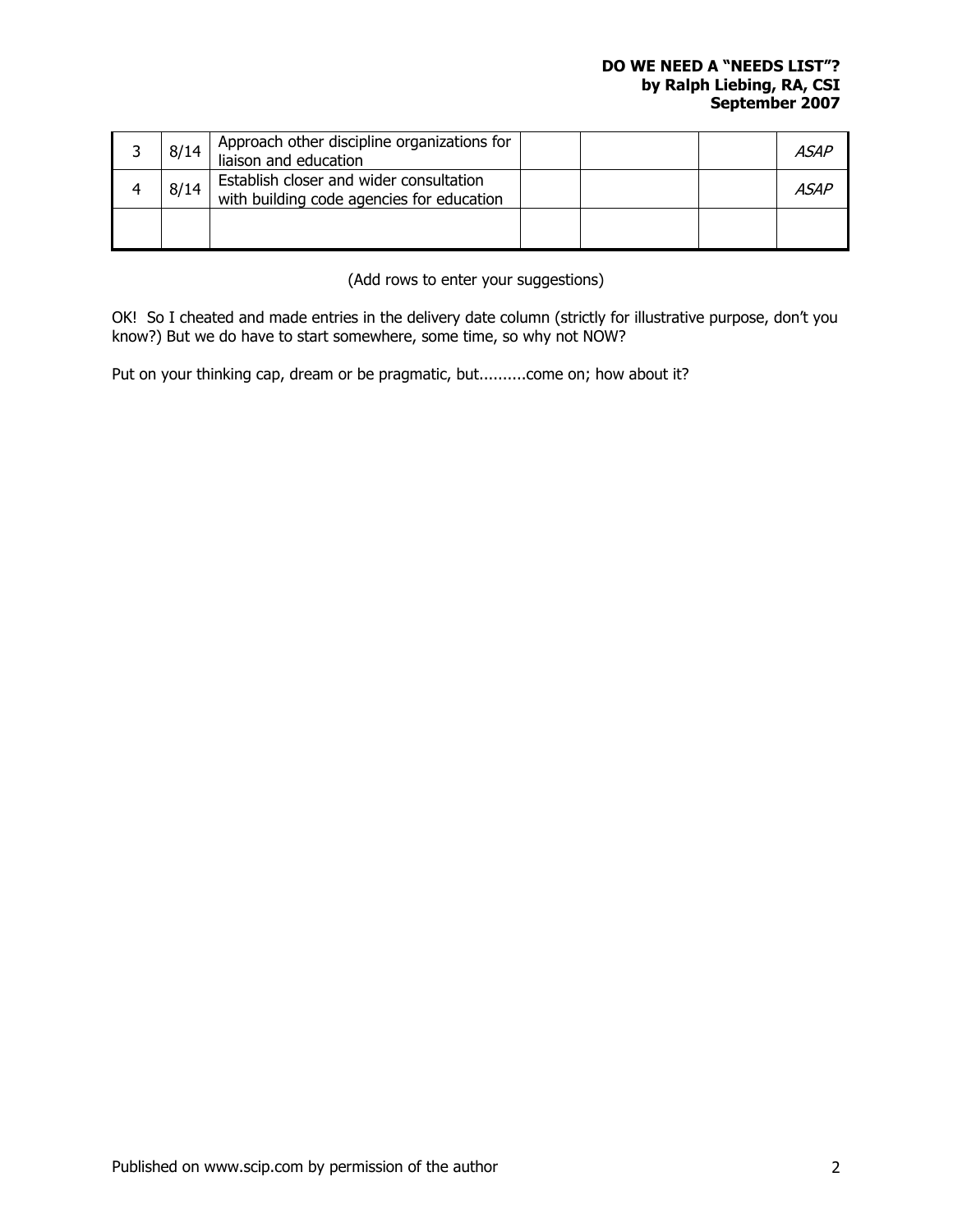| | | | | | | |
|---|---|---|---|---|---|---|
| 3 | 8/14 | Approach other discipline organizations for liaison and education | | | | *ASAP* |
| 4 | 8/14 | Establish closer and wider consultation with building code agencies for education | | | | *ASAP* |
| | | | | | | |

(Add rows to enter your suggestions)

OK! So I cheated and made entries in the delivery date column (strictly for illustrative purpose, don't you know?) But we do have to start somewhere, some time, so why not NOW?

Put on your thinking cap, dream or be pragmatic, but..........come on; how about it?

Published on www.scip.com by permission of the author